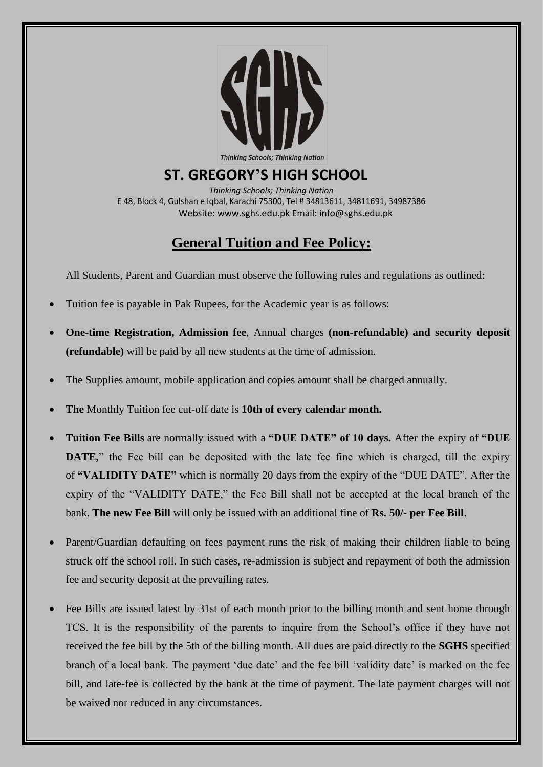SGHS

Thinking Schools; Thinking Nation

# ST. GREGORY'S HIGH SCHOOL

*Thinking Schools; Thinking Nation*
E 48, Block 4, Gulshan e Iqbal, Karachi 75300, Tel # 34813611, 34811691, 34987386
Website: www.sghs.edu.pk Email: info@sghs.edu.pk

## General Tuition and Fee Policy:

All Students, Parent and Guardian must observe the following rules and regulations as outlined:

- Tuition fee is payable in Pak Rupees, for the Academic year is as follows:
- **One-time Registration, Admission fee**, Annual charges **(non-refundable) and security deposit (refundable)** will be paid by all new students at the time of admission.
- The Supplies amount, mobile application and copies amount shall be charged annually.
- **The** Monthly Tuition fee cut-off date is **10th of every calendar month.**
- **Tuition Fee Bills** are normally issued with a **"DUE DATE" of 10 days.** After the expiry of **"DUE DATE,"** the Fee bill can be deposited with the late fee fine which is charged, till the expiry of **"VALIDITY DATE"** which is normally 20 days from the expiry of the "DUE DATE". After the expiry of the "VALIDITY DATE," the Fee Bill shall not be accepted at the local branch of the bank. **The new Fee Bill** will only be issued with an additional fine of **Rs. 50/- per Fee Bill**.
- Parent/Guardian defaulting on fees payment runs the risk of making their children liable to being struck off the school roll. In such cases, re-admission is subject and repayment of both the admission fee and security deposit at the prevailing rates.
- Fee Bills are issued latest by 31st of each month prior to the billing month and sent home through TCS. It is the responsibility of the parents to inquire from the School's office if they have not received the fee bill by the 5th of the billing month. All dues are paid directly to the **SGHS** specified branch of a local bank. The payment 'due date' and the fee bill 'validity date' is marked on the fee bill, and late-fee is collected by the bank at the time of payment. The late payment charges will not be waived nor reduced in any circumstances.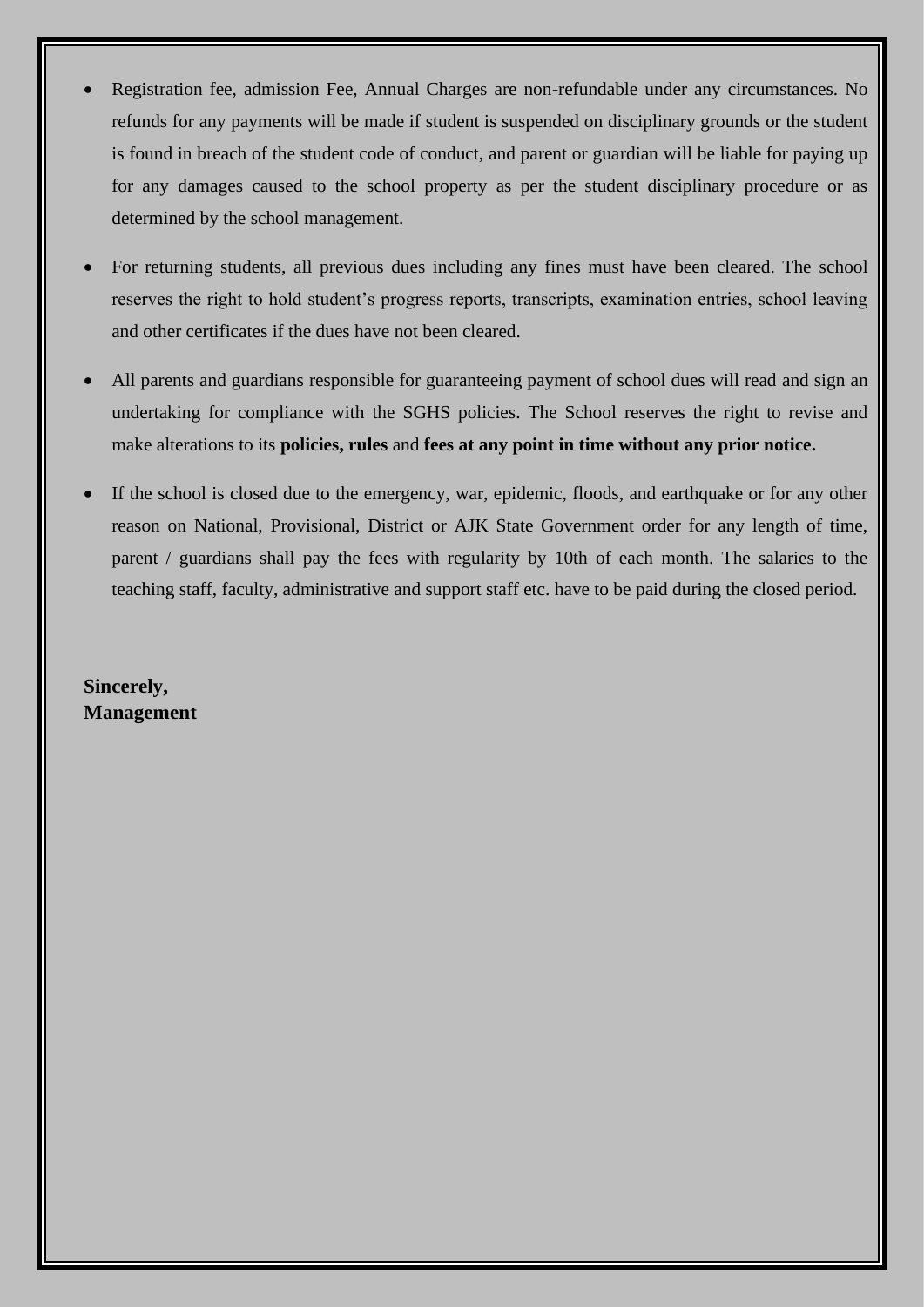- Registration fee, admission Fee, Annual Charges are non-refundable under any circumstances. No refunds for any payments will be made if student is suspended on disciplinary grounds or the student is found in breach of the student code of conduct, and parent or guardian will be liable for paying up for any damages caused to the school property as per the student disciplinary procedure or as determined by the school management.

- For returning students, all previous dues including any fines must have been cleared. The school reserves the right to hold student's progress reports, transcripts, examination entries, school leaving and other certificates if the dues have not been cleared.

- All parents and guardians responsible for guaranteeing payment of school dues will read and sign an undertaking for compliance with the SGHS policies. The School reserves the right to revise and make alterations to its **policies, rules** and **fees at any point in time without any prior notice.**

- If the school is closed due to the emergency, war, epidemic, floods, and earthquake or for any other reason on National, Provisional, District or AJK State Government order for any length of time, parent / guardians shall pay the fees with regularity by 10th of each month. The salaries to the teaching staff, faculty, administrative and support staff etc. have to be paid during the closed period.

**Sincerely,**
**Management**